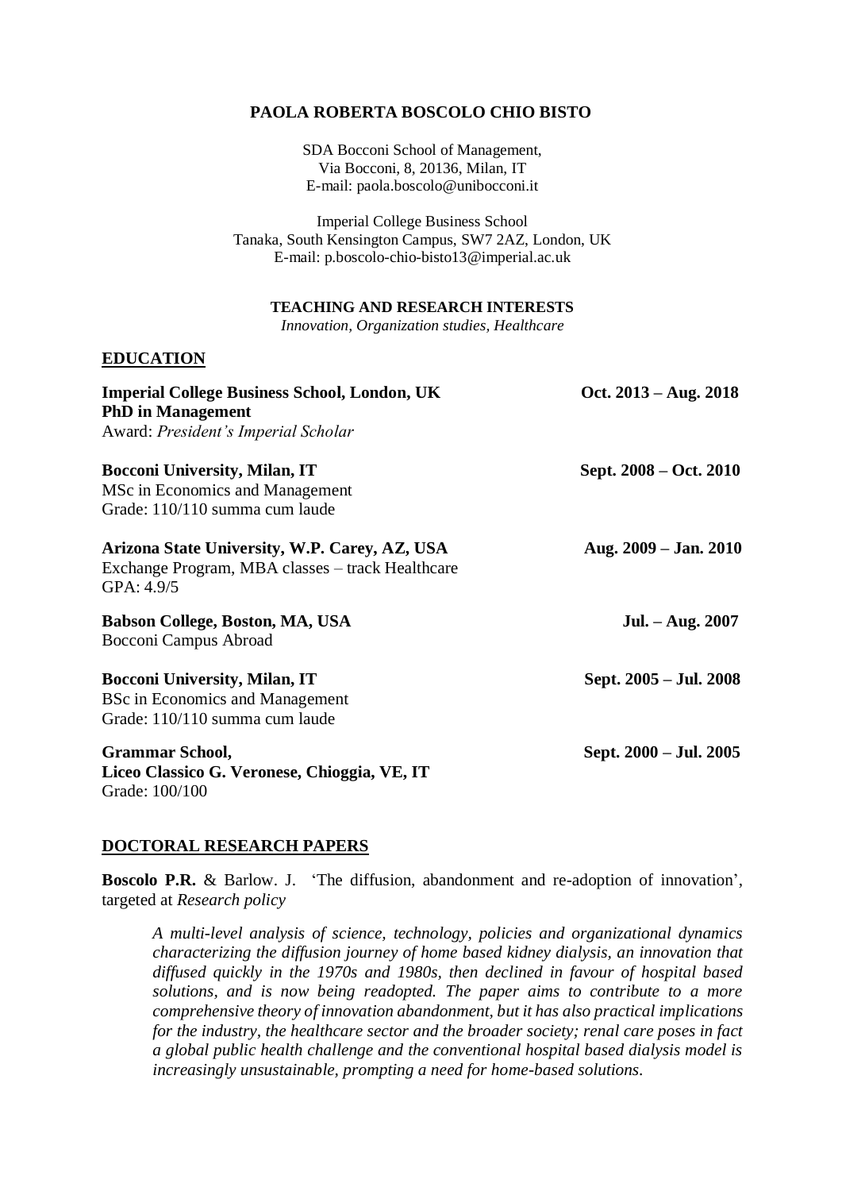# PAOLA ROBERTA BOSCOLO CHIO BISTO

SDA Bocconi School of Management,
Via Bocconi, 8, 20136, Milan, IT
E-mail: paola.boscolo@unibocconi.it

Imperial College Business School
Tanaka, South Kensington Campus, SW7 2AZ, London, UK
E-mail: p.boscolo-chio-bisto13@imperial.ac.uk

**TEACHING AND RESEARCH INTERESTS**

*Innovation, Organization studies, Healthcare*

## EDUCATION

**Imperial College Business School, London, UK** — **Oct. 2013 – Aug. 2018**
**PhD in Management**
Award: *President's Imperial Scholar*

**Bocconi University, Milan, IT** — **Sept. 2008 – Oct. 2010**
MSc in Economics and Management
Grade: 110/110 summa cum laude

**Arizona State University, W.P. Carey, AZ, USA** — **Aug. 2009 – Jan. 2010**
Exchange Program, MBA classes – track Healthcare
GPA: 4.9/5

**Babson College, Boston, MA, USA** — **Jul. – Aug. 2007**
Bocconi Campus Abroad

**Bocconi University, Milan, IT** — **Sept. 2005 – Jul. 2008**
BSc in Economics and Management
Grade: 110/110 summa cum laude

**Grammar School,** — **Sept. 2000 – Jul. 2005**
**Liceo Classico G. Veronese, Chioggia, VE, IT**
Grade: 100/100

## DOCTORAL RESEARCH PAPERS

**Boscolo P.R.** & Barlow. J. 'The diffusion, abandonment and re-adoption of innovation', targeted at *Research policy*

> *A multi-level analysis of science, technology, policies and organizational dynamics characterizing the diffusion journey of home based kidney dialysis, an innovation that diffused quickly in the 1970s and 1980s, then declined in favour of hospital based solutions, and is now being readopted. The paper aims to contribute to a more comprehensive theory of innovation abandonment, but it has also practical implications for the industry, the healthcare sector and the broader society; renal care poses in fact a global public health challenge and the conventional hospital based dialysis model is increasingly unsustainable, prompting a need for home-based solutions.*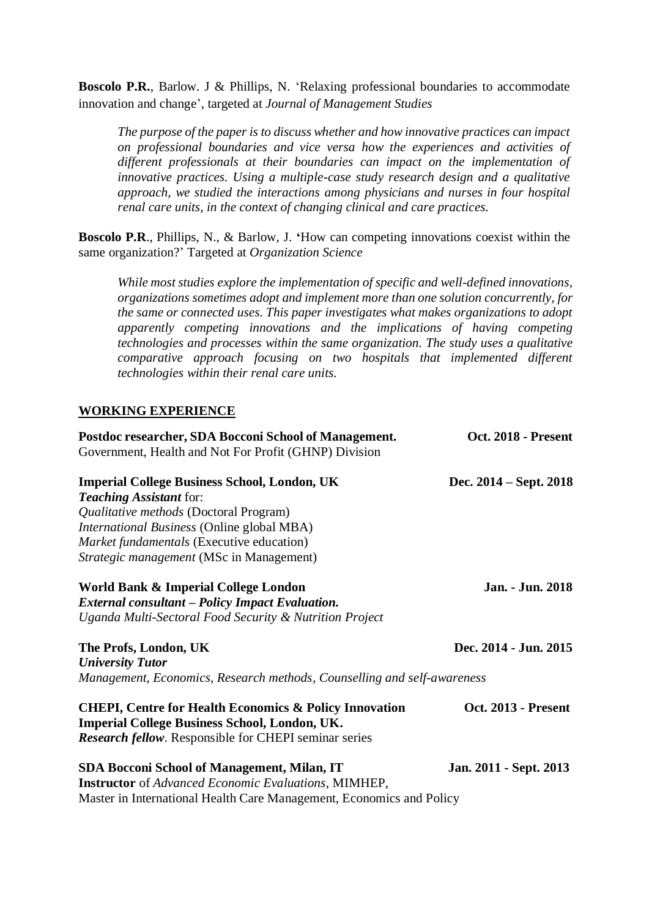**Boscolo P.R.**, Barlow. J & Phillips, N. 'Relaxing professional boundaries to accommodate innovation and change', targeted at *Journal of Management Studies*

> *The purpose of the paper is to discuss whether and how innovative practices can impact on professional boundaries and vice versa how the experiences and activities of different professionals at their boundaries can impact on the implementation of innovative practices. Using a multiple-case study research design and a qualitative approach, we studied the interactions among physicians and nurses in four hospital renal care units, in the context of changing clinical and care practices.*

**Boscolo P.R**., Phillips, N., & Barlow, J. **'**How can competing innovations coexist within the same organization?' Targeted at *Organization Science*

> *While most studies explore the implementation of specific and well-defined innovations, organizations sometimes adopt and implement more than one solution concurrently, for the same or connected uses. This paper investigates what makes organizations to adopt apparently competing innovations and the implications of having competing technologies and processes within the same organization. The study uses a qualitative comparative approach focusing on two hospitals that implemented different technologies within their renal care units.*

## WORKING EXPERIENCE

**Postdoc researcher, SDA Bocconi School of Management.** — **Oct. 2018 - Present**
Government, Health and Not For Profit (GHNP) Division

**Imperial College Business School, London, UK** — **Dec. 2014 – Sept. 2018**
***Teaching Assistant*** for:
*Qualitative methods* (Doctoral Program)
*International Business* (Online global MBA)
*Market fundamentals* (Executive education)
*Strategic management* (MSc in Management)

**World Bank & Imperial College London** — **Jan. - Jun. 2018**
***External consultant – Policy Impact Evaluation.***
*Uganda Multi-Sectoral Food Security & Nutrition Project*

**The Profs, London, UK** — **Dec. 2014 - Jun. 2015**
***University Tutor***
*Management, Economics, Research methods, Counselling and self-awareness*

**CHEPI, Centre for Health Economics & Policy Innovation** — **Oct. 2013 - Present**
**Imperial College Business School, London, UK.**
***Research fellow***. Responsible for CHEPI seminar series

**SDA Bocconi School of Management, Milan, IT** — **Jan. 2011 - Sept. 2013**
**Instructor** of *Advanced Economic Evaluations*, MIMHEP,
Master in International Health Care Management, Economics and Policy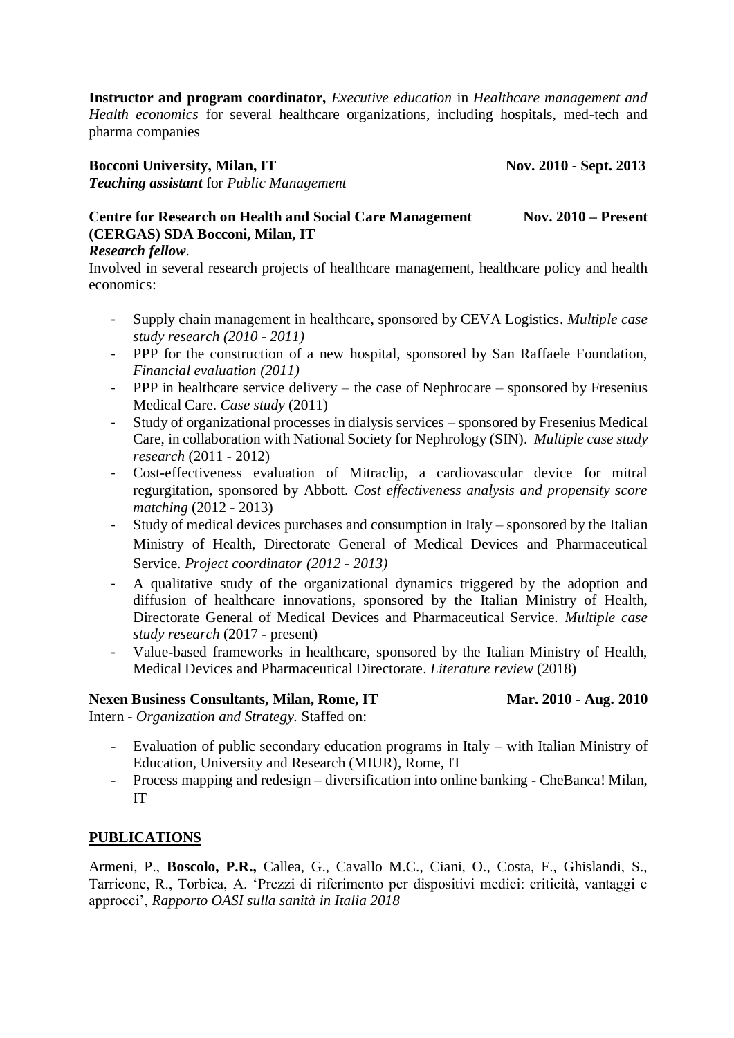**Instructor and program coordinator,** *Executive education* in *Healthcare management and Health economics* for several healthcare organizations, including hospitals, med-tech and pharma companies

**Bocconi University, Milan, IT** **Nov. 2010 - Sept. 2013**
***Teaching assistant*** for *Public Management*

**Centre for Research on Health and Social Care Management (CERGAS) SDA Bocconi, Milan, IT** **Nov. 2010 – Present**
***Research fellow***.
Involved in several research projects of healthcare management, healthcare policy and health economics:

- Supply chain management in healthcare, sponsored by CEVA Logistics. *Multiple case study research (2010 - 2011)*
- PPP for the construction of a new hospital, sponsored by San Raffaele Foundation, *Financial evaluation (2011)*
- PPP in healthcare service delivery – the case of Nephrocare – sponsored by Fresenius Medical Care. *Case study* (2011)
- Study of organizational processes in dialysis services – sponsored by Fresenius Medical Care, in collaboration with National Society for Nephrology (SIN). *Multiple case study research* (2011 - 2012)
- Cost-effectiveness evaluation of Mitraclip, a cardiovascular device for mitral regurgitation, sponsored by Abbott. *Cost effectiveness analysis and propensity score matching* (2012 - 2013)
- Study of medical devices purchases and consumption in Italy – sponsored by the Italian Ministry of Health, Directorate General of Medical Devices and Pharmaceutical Service. *Project coordinator (2012 - 2013)*
- A qualitative study of the organizational dynamics triggered by the adoption and diffusion of healthcare innovations, sponsored by the Italian Ministry of Health, Directorate General of Medical Devices and Pharmaceutical Service. *Multiple case study research* (2017 - present)
- Value-based frameworks in healthcare, sponsored by the Italian Ministry of Health, Medical Devices and Pharmaceutical Directorate. *Literature review* (2018)

**Nexen Business Consultants, Milan, Rome, IT** **Mar. 2010 - Aug. 2010**
Intern - *Organization and Strategy.* Staffed on:

- Evaluation of public secondary education programs in Italy – with Italian Ministry of Education, University and Research (MIUR), Rome, IT
- Process mapping and redesign – diversification into online banking - CheBanca! Milan, IT

## PUBLICATIONS

Armeni, P., **Boscolo, P.R.,** Callea, G., Cavallo M.C., Ciani, O., Costa, F., Ghislandi, S., Tarricone, R., Torbica, A. 'Prezzi di riferimento per dispositivi medici: criticità, vantaggi e approcci', *Rapporto OASI sulla sanità in Italia 2018*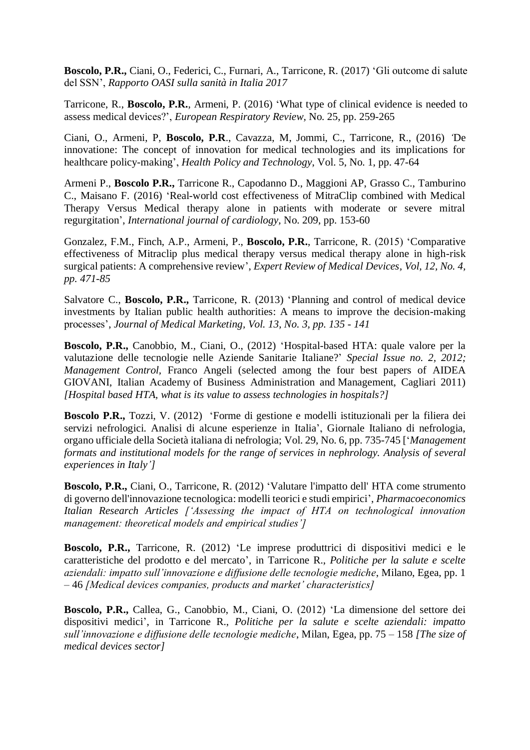**Boscolo, P.R.,** Ciani, O., Federici, C., Furnari, A., Tarricone, R. (2017) 'Gli outcome di salute del SSN', *Rapporto OASI sulla sanità in Italia 2017*

Tarricone, R., **Boscolo, P.R.**, Armeni, P. (2016) 'What type of clinical evidence is needed to assess medical devices?', *European Respiratory Review*, No. 25, pp. 259-265

Ciani, O., Armeni, P, **Boscolo, P.R**., Cavazza, M, Jommi, C., Tarricone, R., (2016) 'De innovatione: The concept of innovation for medical technologies and its implications for healthcare policy-making', *Health Policy and Technology*, Vol. 5, No. 1, pp. 47-64

Armeni P., **Boscolo P.R.,** Tarricone R., Capodanno D., Maggioni AP, Grasso C., Tamburino C., Maisano F. (2016) 'Real-world cost effectiveness of MitraClip combined with Medical Therapy Versus Medical therapy alone in patients with moderate or severe mitral regurgitation', *International journal of cardiology*, No. 209, pp. 153-60

Gonzalez, F.M., Finch, A.P., Armeni, P., **Boscolo, P.R.**, Tarricone, R. (2015) 'Comparative effectiveness of Mitraclip plus medical therapy versus medical therapy alone in high-risk surgical patients: A comprehensive review', *Expert Review of Medical Devices, Vol, 12, No. 4, pp. 471-85*

Salvatore C., **Boscolo, P.R.,** Tarricone, R. (2013) 'Planning and control of medical device investments by Italian public health authorities: A means to improve the decision-making processes', *Journal of Medical Marketing, Vol. 13, No. 3, pp. 135 - 141*

**Boscolo, P.R.,** Canobbio, M., Ciani, O., (2012) 'Hospital-based HTA: quale valore per la valutazione delle tecnologie nelle Aziende Sanitarie Italiane?' *Special Issue no. 2, 2012; Management Control*, Franco Angeli (selected among the four best papers of AIDEA GIOVANI, Italian Academy of Business Administration and Management, Cagliari 2011) *[Hospital based HTA, what is its value to assess technologies in hospitals?]*

**Boscolo P.R.,** Tozzi, V. (2012) 'Forme di gestione e modelli istituzionali per la filiera dei servizi nefrologici. Analisi di alcune esperienze in Italia', Giornale Italiano di nefrologia, organo ufficiale della Società italiana di nefrologia; Vol. 29, No. 6, pp. 735-745 ['*Management formats and institutional models for the range of services in nephrology. Analysis of several experiences in Italy']*

**Boscolo, P.R.,** Ciani, O., Tarricone, R. (2012) 'Valutare l'impatto dell' HTA come strumento di governo dell'innovazione tecnologica: modelli teorici e studi empirici', *Pharmacoeconomics Italian Research Articles ['Assessing the impact of HTA on technological innovation management: theoretical models and empirical studies']*

**Boscolo, P.R.,** Tarricone, R. (2012) 'Le imprese produttrici di dispositivi medici e le caratteristiche del prodotto e del mercato', in Tarricone R., *Politiche per la salute e scelte aziendali: impatto sull'innovazione e diffusione delle tecnologie mediche*, Milano, Egea, pp. 1 – 46 *[Medical devices companies, products and market' characteristics]*

**Boscolo, P.R.,** Callea, G., Canobbio, M., Ciani, O. (2012) 'La dimensione del settore dei dispositivi medici', in Tarricone R., *Politiche per la salute e scelte aziendali: impatto sull'innovazione e diffusione delle tecnologie mediche*, Milan, Egea, pp. 75 – 158 *[The size of medical devices sector]*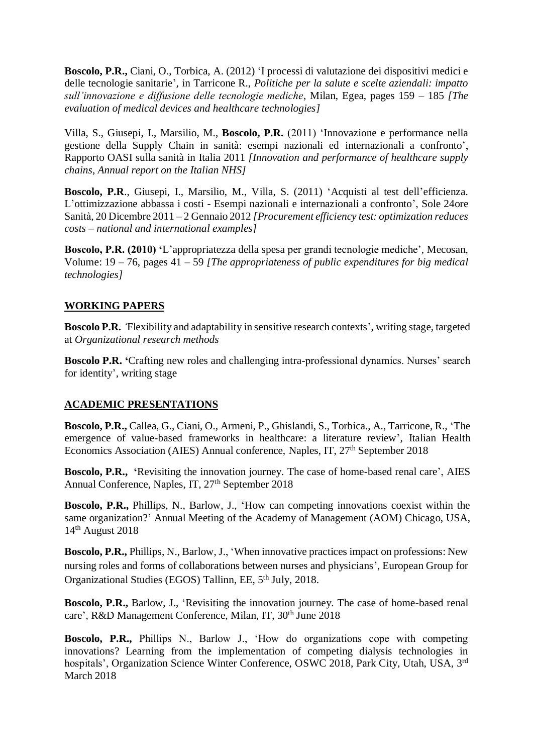**Boscolo, P.R.,** Ciani, O., Torbica, A. (2012) 'I processi di valutazione dei dispositivi medici e delle tecnologie sanitarie', in Tarricone R., *Politiche per la salute e scelte aziendali: impatto sull'innovazione e diffusione delle tecnologie mediche*, Milan, Egea, pages 159 – 185 *[The evaluation of medical devices and healthcare technologies]*

Villa, S., Giusepi, I., Marsilio, M., **Boscolo, P.R.** (2011) 'Innovazione e performance nella gestione della Supply Chain in sanità: esempi nazionali ed internazionali a confronto', Rapporto OASI sulla sanità in Italia 2011 *[Innovation and performance of healthcare supply chains, Annual report on the Italian NHS]*

**Boscolo, P.R**., Giusepi, I., Marsilio, M., Villa, S. (2011) 'Acquisti al test dell'efficienza. L'ottimizzazione abbassa i costi - Esempi nazionali e internazionali a confronto', Sole 24ore Sanità, 20 Dicembre 2011 – 2 Gennaio 2012 *[Procurement efficiency test: optimization reduces costs – national and international examples]*

**Boscolo, P.R. (2010) '**L'appropriatezza della spesa per grandi tecnologie mediche', Mecosan, Volume: 19 – 76, pages 41 – 59 *[The appropriateness of public expenditures for big medical technologies]*

## WORKING PAPERS

**Boscolo P.R.** 'Flexibility and adaptability in sensitive research contexts', writing stage, targeted at *Organizational research methods*

**Boscolo P.R. '**Crafting new roles and challenging intra-professional dynamics. Nurses' search for identity', writing stage

## ACADEMIC PRESENTATIONS

**Boscolo, P.R.,** Callea, G., Ciani, O., Armeni, P., Ghislandi, S., Torbica., A., Tarricone, R., 'The emergence of value-based frameworks in healthcare: a literature review', Italian Health Economics Association (AIES) Annual conference, Naples, IT, 27th September 2018

**Boscolo, P.R., '**Revisiting the innovation journey. The case of home-based renal care', AIES Annual Conference, Naples, IT, 27th September 2018

**Boscolo, P.R.,** Phillips, N., Barlow, J., 'How can competing innovations coexist within the same organization?' Annual Meeting of the Academy of Management (AOM) Chicago, USA, 14th August 2018

**Boscolo, P.R.,** Phillips, N., Barlow, J., 'When innovative practices impact on professions: New nursing roles and forms of collaborations between nurses and physicians', European Group for Organizational Studies (EGOS) Tallinn, EE, 5th July, 2018.

**Boscolo, P.R.,** Barlow, J., 'Revisiting the innovation journey. The case of home-based renal care', R&D Management Conference, Milan, IT, 30th June 2018

**Boscolo, P.R.,** Phillips N., Barlow J., 'How do organizations cope with competing innovations? Learning from the implementation of competing dialysis technologies in hospitals', Organization Science Winter Conference, OSWC 2018, Park City, Utah, USA, 3rd March 2018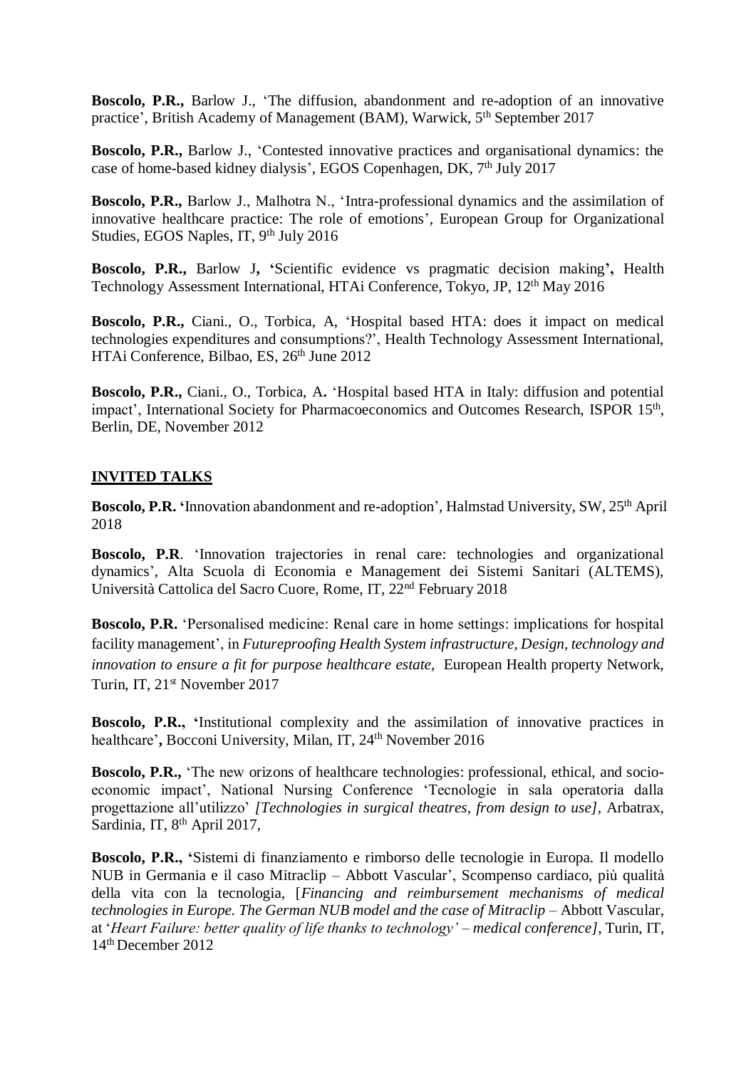**Boscolo, P.R.,** Barlow J., 'The diffusion, abandonment and re-adoption of an innovative practice', British Academy of Management (BAM), Warwick, 5th September 2017

**Boscolo, P.R.,** Barlow J., 'Contested innovative practices and organisational dynamics: the case of home-based kidney dialysis', EGOS Copenhagen, DK, 7th July 2017

**Boscolo, P.R.,** Barlow J., Malhotra N., 'Intra-professional dynamics and the assimilation of innovative healthcare practice: The role of emotions', European Group for Organizational Studies, EGOS Naples, IT, 9th July 2016

**Boscolo, P.R.,** Barlow J**, '**Scientific evidence vs pragmatic decision making**',** Health Technology Assessment International, HTAi Conference, Tokyo, JP, 12th May 2016

**Boscolo, P.R.,** Ciani., O., Torbica, A, 'Hospital based HTA: does it impact on medical technologies expenditures and consumptions?', Health Technology Assessment International, HTAi Conference, Bilbao, ES, 26th June 2012

**Boscolo, P.R.,** Ciani., O., Torbica, A**.** 'Hospital based HTA in Italy: diffusion and potential impact', International Society for Pharmacoeconomics and Outcomes Research, ISPOR 15th, Berlin, DE, November 2012

## INVITED TALKS

**Boscolo, P.R. '**Innovation abandonment and re-adoption', Halmstad University, SW, 25th April 2018

**Boscolo, P.R**. 'Innovation trajectories in renal care: technologies and organizational dynamics', Alta Scuola di Economia e Management dei Sistemi Sanitari (ALTEMS), Università Cattolica del Sacro Cuore, Rome, IT, 22nd February 2018

**Boscolo, P.R.** 'Personalised medicine: Renal care in home settings: implications for hospital facility management', in *Futureproofing Health System infrastructure, Design, technology and innovation to ensure a fit for purpose healthcare estate,* European Health property Network, Turin, IT, 21st November 2017

**Boscolo, P.R., '**Institutional complexity and the assimilation of innovative practices in healthcare'**,** Bocconi University, Milan, IT, 24th November 2016

**Boscolo, P.R.,** 'The new orizons of healthcare technologies: professional, ethical, and socio-economic impact', National Nursing Conference 'Tecnologie in sala operatoria dalla progettazione all'utilizzo' *[Technologies in surgical theatres, from design to use]*, Arbatrax, Sardinia, IT, 8th April 2017,

**Boscolo, P.R., '**Sistemi di finanziamento e rimborso delle tecnologie in Europa. Il modello NUB in Germania e il caso Mitraclip – Abbott Vascular', Scompenso cardiaco, più qualità della vita con la tecnologia, [*Financing and reimbursement mechanisms of medical technologies in Europe. The German NUB model and the case of Mitraclip* – Abbott Vascular, at '*Heart Failure: better quality of life thanks to technology' – medical conference]*, Turin, IT, 14th December 2012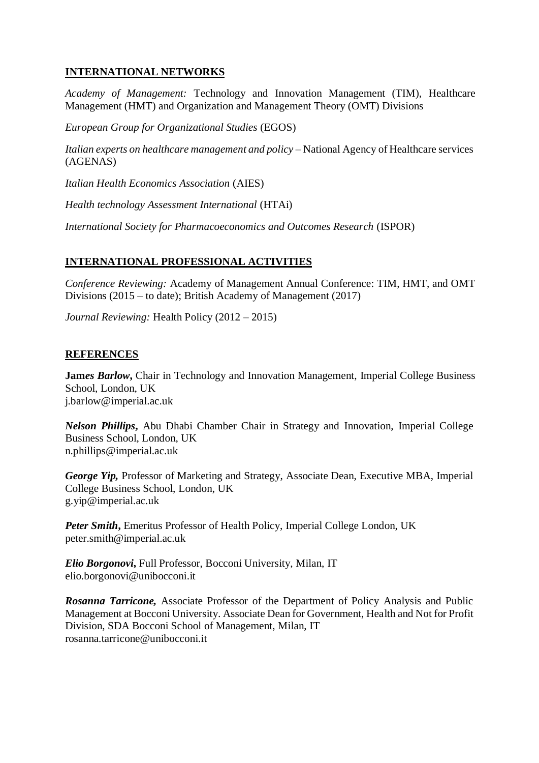## INTERNATIONAL NETWORKS

*Academy of Management:* Technology and Innovation Management (TIM), Healthcare Management (HMT) and Organization and Management Theory (OMT) Divisions

*European Group for Organizational Studies* (EGOS)

*Italian experts on healthcare management and policy* – National Agency of Healthcare services (AGENAS)

*Italian Health Economics Association* (AIES)

*Health technology Assessment International* (HTAi)

*International Society for Pharmacoeconomics and Outcomes Research* (ISPOR)

## INTERNATIONAL PROFESSIONAL ACTIVITIES

*Conference Reviewing:* Academy of Management Annual Conference: TIM, HMT, and OMT Divisions (2015 – to date); British Academy of Management (2017)

*Journal Reviewing:* Health Policy (2012 – 2015)

## REFERENCES

***James Barlow*****,** Chair in Technology and Innovation Management, Imperial College Business School, London, UK
j.barlow@imperial.ac.uk

***Nelson Phillips*****,** Abu Dhabi Chamber Chair in Strategy and Innovation, Imperial College Business School, London, UK
n.phillips@imperial.ac.uk

***George Yip,*** Professor of Marketing and Strategy, Associate Dean, Executive MBA, Imperial College Business School, London, UK
g.yip@imperial.ac.uk

***Peter Smith*****,** Emeritus Professor of Health Policy, Imperial College London, UK
peter.smith@imperial.ac.uk

***Elio Borgonovi,*** Full Professor, Bocconi University, Milan, IT
elio.borgonovi@unibocconi.it

***Rosanna Tarricone,*** Associate Professor of the Department of Policy Analysis and Public Management at Bocconi University. Associate Dean for Government, Health and Not for Profit Division, SDA Bocconi School of Management, Milan, IT
rosanna.tarricone@unibocconi.it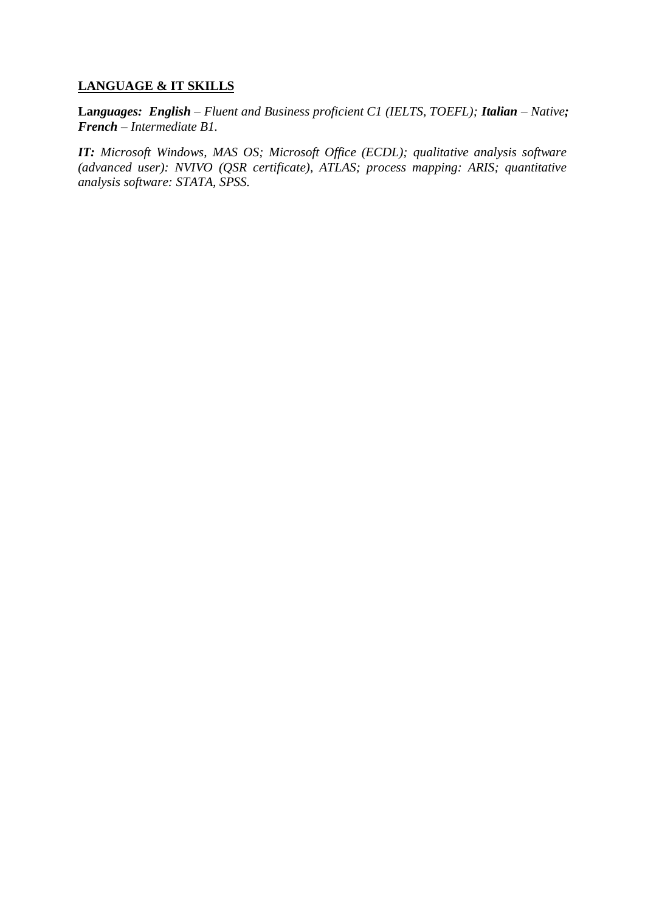**LANGUAGE & IT SKILLS**

**La*nguages:* *English*** *– Fluent and Business proficient C1 (IELTS, TOEFL);* ***Italian*** *– Native****;*** ***French*** *– Intermediate B1.*

***IT:*** *Microsoft Windows, MAS OS; Microsoft Office (ECDL); qualitative analysis software (advanced user): NVIVO (QSR certificate), ATLAS; process mapping: ARIS; quantitative analysis software: STATA, SPSS.*